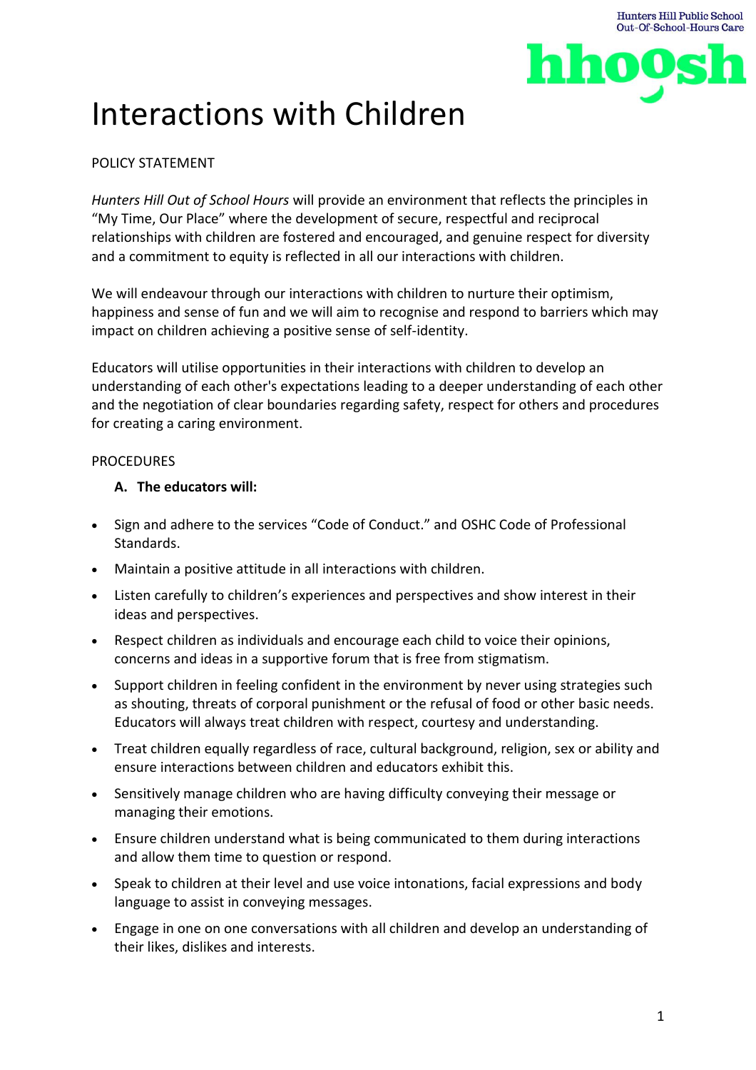# Interactions with Children

POLICY STATEMENT

*Hunters Hill Out of School Hours* will provide an environment that reflects the principles in "My Time, Our Place" where the development of secure, respectful and reciprocal relationships with children are fostered and encouraged, and genuine respect for diversity and a commitment to equity is reflected in all our interactions with children.

We will endeavour through our interactions with children to nurture their optimism, happiness and sense of fun and we will aim to recognise and respond to barriers which may impact on children achieving a positive sense of self-identity.

Educators will utilise opportunities in their interactions with children to develop an understanding of each other's expectations leading to a deeper understanding of each other and the negotiation of clear boundaries regarding safety, respect for others and procedures for creating a caring environment.

PROCEDURES

**A. The educators will:**

- Sign and adhere to the services "Code of Conduct." and OSHC Code of Professional Standards.
- Maintain a positive attitude in all interactions with children.
- Listen carefully to children's experiences and perspectives and show interest in their ideas and perspectives.
- Respect children as individuals and encourage each child to voice their opinions, concerns and ideas in a supportive forum that is free from stigmatism.
- Support children in feeling confident in the environment by never using strategies such as shouting, threats of corporal punishment or the refusal of food or other basic needs. Educators will always treat children with respect, courtesy and understanding.
- Treat children equally regardless of race, cultural background, religion, sex or ability and ensure interactions between children and educators exhibit this.
- Sensitively manage children who are having difficulty conveying their message or managing their emotions.
- Ensure children understand what is being communicated to them during interactions and allow them time to question or respond.
- Speak to children at their level and use voice intonations, facial expressions and body language to assist in conveying messages.
- Engage in one on one conversations with all children and develop an understanding of their likes, dislikes and interests.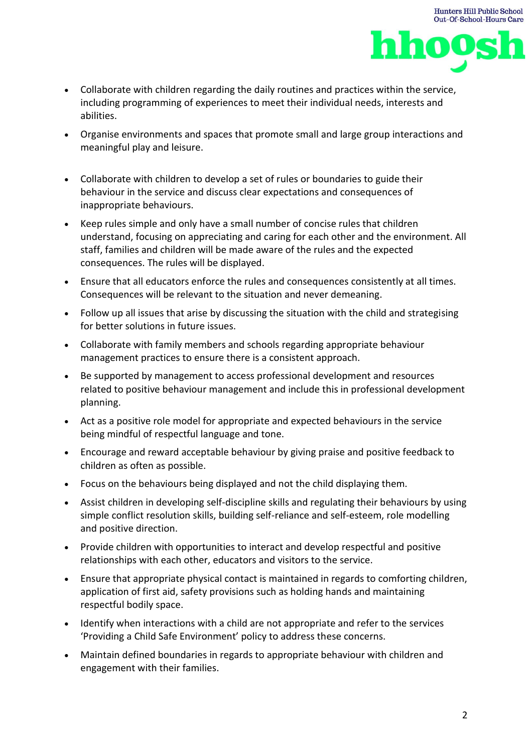- Collaborate with children regarding the daily routines and practices within the service, including programming of experiences to meet their individual needs, interests and abilities.
- Organise environments and spaces that promote small and large group interactions and meaningful play and leisure.
- Collaborate with children to develop a set of rules or boundaries to guide their behaviour in the service and discuss clear expectations and consequences of inappropriate behaviours.
- Keep rules simple and only have a small number of concise rules that children understand, focusing on appreciating and caring for each other and the environment. All staff, families and children will be made aware of the rules and the expected consequences. The rules will be displayed.
- Ensure that all educators enforce the rules and consequences consistently at all times. Consequences will be relevant to the situation and never demeaning.
- Follow up all issues that arise by discussing the situation with the child and strategising for better solutions in future issues.
- Collaborate with family members and schools regarding appropriate behaviour management practices to ensure there is a consistent approach.
- Be supported by management to access professional development and resources related to positive behaviour management and include this in professional development planning.
- Act as a positive role model for appropriate and expected behaviours in the service being mindful of respectful language and tone.
- Encourage and reward acceptable behaviour by giving praise and positive feedback to children as often as possible.
- Focus on the behaviours being displayed and not the child displaying them.
- Assist children in developing self-discipline skills and regulating their behaviours by using simple conflict resolution skills, building self-reliance and self-esteem, role modelling and positive direction.
- Provide children with opportunities to interact and develop respectful and positive relationships with each other, educators and visitors to the service.
- Ensure that appropriate physical contact is maintained in regards to comforting children, application of first aid, safety provisions such as holding hands and maintaining respectful bodily space.
- Identify when interactions with a child are not appropriate and refer to the services 'Providing a Child Safe Environment' policy to address these concerns.
- Maintain defined boundaries in regards to appropriate behaviour with children and engagement with their families.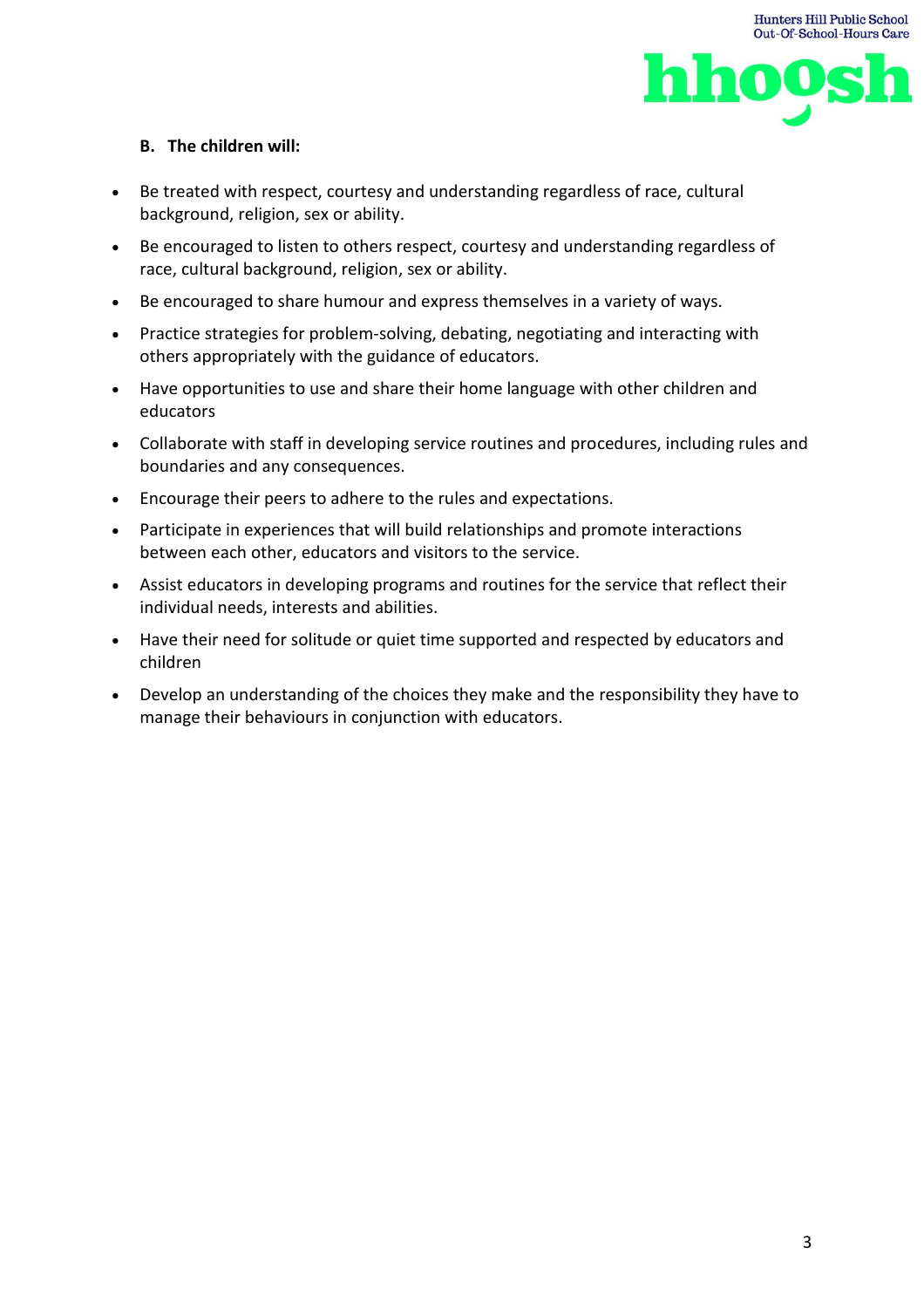**B. The children will:**

- Be treated with respect, courtesy and understanding regardless of race, cultural background, religion, sex or ability.
- Be encouraged to listen to others respect, courtesy and understanding regardless of race, cultural background, religion, sex or ability.
- Be encouraged to share humour and express themselves in a variety of ways.
- Practice strategies for problem-solving, debating, negotiating and interacting with others appropriately with the guidance of educators.
- Have opportunities to use and share their home language with other children and educators
- Collaborate with staff in developing service routines and procedures, including rules and boundaries and any consequences.
- Encourage their peers to adhere to the rules and expectations.
- Participate in experiences that will build relationships and promote interactions between each other, educators and visitors to the service.
- Assist educators in developing programs and routines for the service that reflect their individual needs, interests and abilities.
- Have their need for solitude or quiet time supported and respected by educators and children
- Develop an understanding of the choices they make and the responsibility they have to manage their behaviours in conjunction with educators.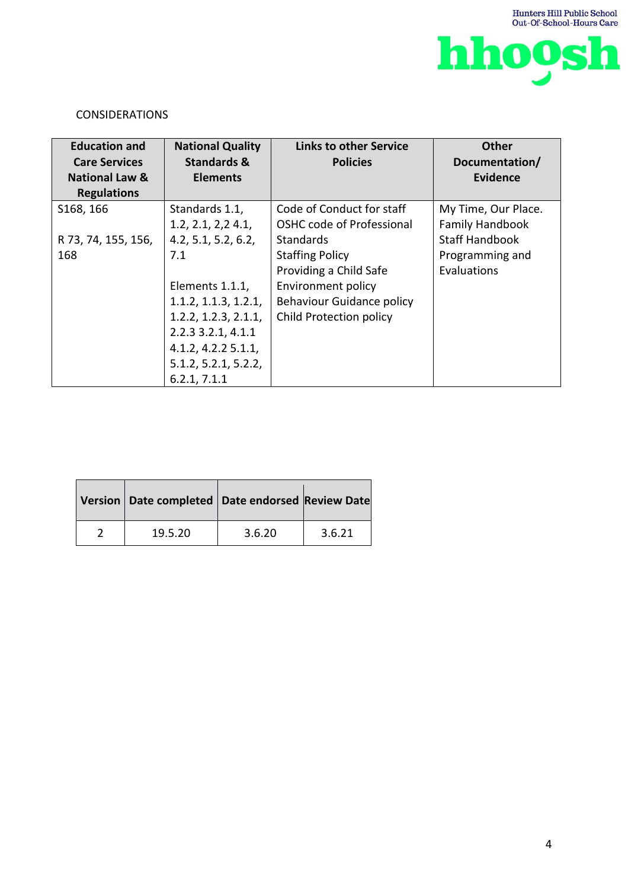CONSIDERATIONS

| Education and Care Services National Law & Regulations | National Quality Standards & Elements | Links to other Service Policies | Other Documentation/ Evidence |
|---|---|---|---|
| S168, 166<br><br>R 73, 74, 155, 156, 168 | Standards 1.1, 1.2, 2.1, 2,2 4.1, 4.2, 5.1, 5.2, 6.2, 7.1<br><br>Elements 1.1.1, 1.1.2, 1.1.3, 1.2.1, 1.2.2, 1.2.3, 2.1.1, 2.2.3 3.2.1, 4.1.1 4.1.2, 4.2.2 5.1.1, 5.1.2, 5.2.1, 5.2.2, 6.2.1, 7.1.1 | Code of Conduct for staff<br>OSHC code of Professional Standards<br>Staffing Policy<br>Providing a Child Safe Environment policy<br>Behaviour Guidance policy<br>Child Protection policy | My Time, Our Place.<br>Family Handbook<br>Staff Handbook<br>Programming and Evaluations |

| Version | Date completed | Date endorsed | Review Date |
|---|---|---|---|
| 2 | 19.5.20 | 3.6.20 | 3.6.21 |